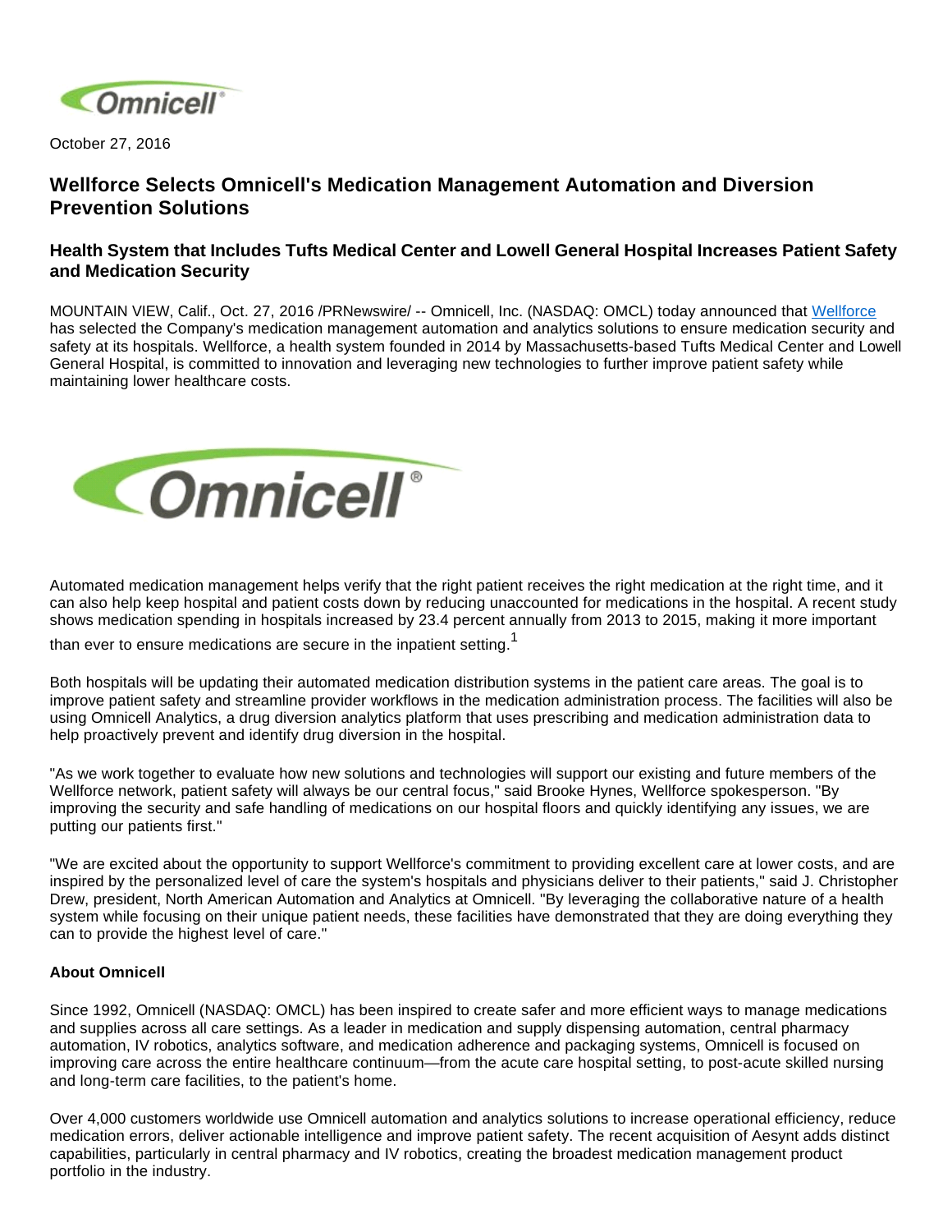October 27, 2016

# Wellforce Selects Omnicell's Medication Management Automation and Diversion Prevention Solutions

## Health System that Includes Tufts Medical Center and Lowell General Hospital Increases Patient Safety and Medication Security

MOUNTAIN VIEW, Calif., Oct. 27, 2016 /PRNewswire/ -- Omnicell, Inc. (NASDAQ: OMCL) today announced that Wellforce has selected the Company's medication management automation and analytics solutions to ensure medication security and safety at its hospitals. Wellforce, a health system founded in 2014 by Massachusetts-based Tufts Medical Center and Lowell General Hospital, is committed to innovation and leveraging new technologies to further improve patient safety while maintaining lower healthcare costs.

Automated medication management helps verify that the right patient receives the right medication at the right time, and it can also help keep hospital and patient costs down by reducing unaccounted for medications in the hospital. A recent study shows medication spending in hospitals increased by 23.4 percent annually from 2013 to 2015, making it more important than ever to ensure medications are secure in the inpatient setting.[1]

Both hospitals will be updating their automated medication distribution systems in the patient care areas. The goal is to improve patient safety and streamline provider workflows in the medication administration process. The facilities will also be using Omnicell Analytics, a drug diversion analytics platform that uses prescribing and medication administration data to help proactively prevent and identify drug diversion in the hospital.

"As we work together to evaluate how new solutions and technologies will support our existing and future members of the Wellforce network, patient safety will always be our central focus," said Brooke Hynes, Wellforce spokesperson. "By improving the security and safe handling of medications on our hospital floors and quickly identifying any issues, we are putting our patients first."

"We are excited about the opportunity to support Wellforce's commitment to providing excellent care at lower costs, and are inspired by the personalized level of care the system's hospitals and physicians deliver to their patients," said J. Christopher Drew, president, North American Automation and Analytics at Omnicell. "By leveraging the collaborative nature of a health system while focusing on their unique patient needs, these facilities have demonstrated that they are doing everything they can to provide the highest level of care."

**About Omnicell**

Since 1992, Omnicell (NASDAQ: OMCL) has been inspired to create safer and more efficient ways to manage medications and supplies across all care settings. As a leader in medication and supply dispensing automation, central pharmacy automation, IV robotics, analytics software, and medication adherence and packaging systems, Omnicell is focused on improving care across the entire healthcare continuum—from the acute care hospital setting, to post-acute skilled nursing and long-term care facilities, to the patient's home.

Over 4,000 customers worldwide use Omnicell automation and analytics solutions to increase operational efficiency, reduce medication errors, deliver actionable intelligence and improve patient safety. The recent acquisition of Aesynt adds distinct capabilities, particularly in central pharmacy and IV robotics, creating the broadest medication management product portfolio in the industry.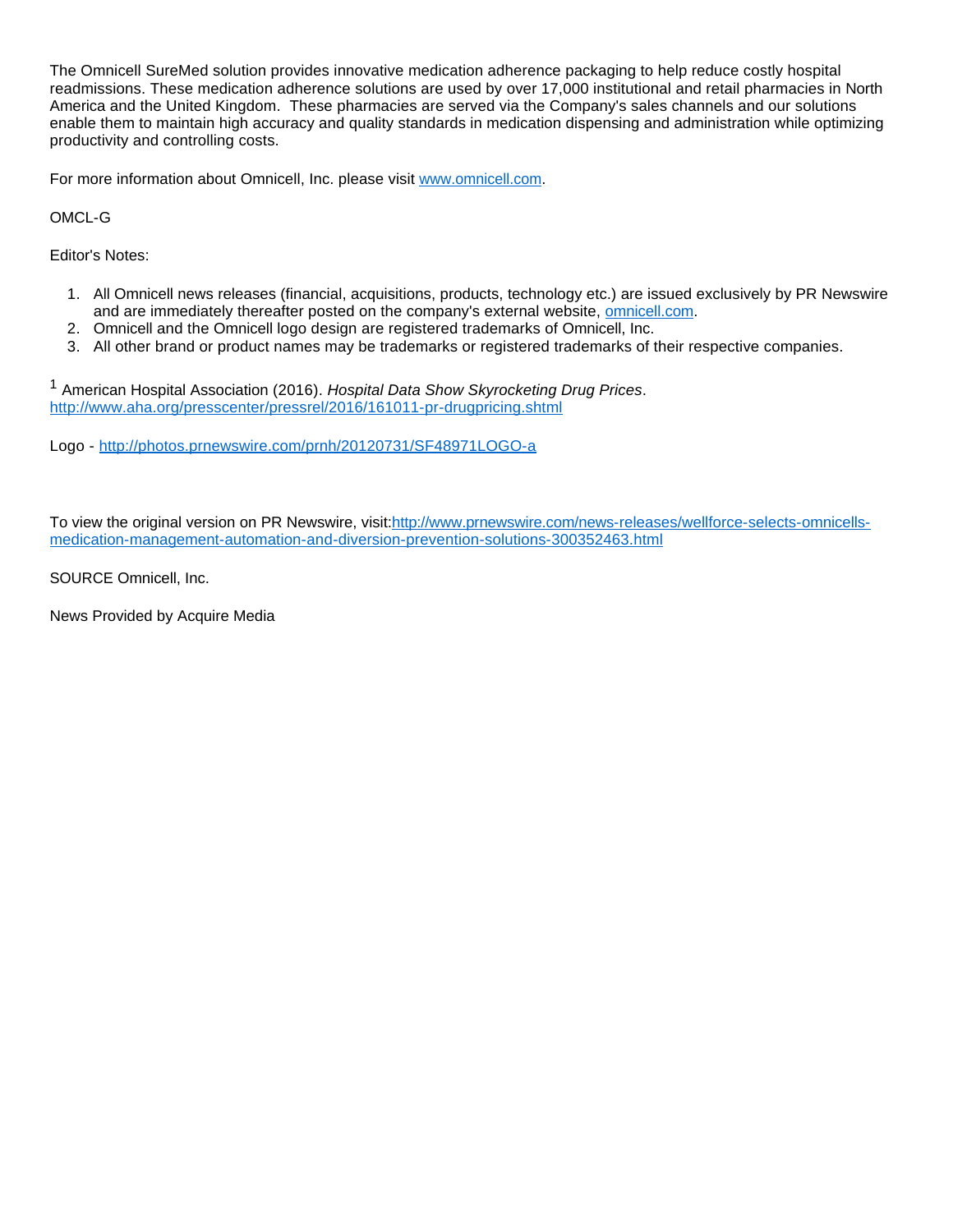The Omnicell SureMed solution provides innovative medication adherence packaging to help reduce costly hospital readmissions. These medication adherence solutions are used by over 17,000 institutional and retail pharmacies in North America and the United Kingdom. These pharmacies are served via the Company's sales channels and our solutions enable them to maintain high accuracy and quality standards in medication dispensing and administration while optimizing productivity and controlling costs.

For more information about Omnicell, Inc. please visit [www.omnicell.com](http://www.omnicell.com).

OMCL-G

Editor's Notes:

1. All Omnicell news releases (financial, acquisitions, products, technology etc.) are issued exclusively by PR Newswire and are immediately thereafter posted on the company's external website, [omnicell.com](http://omnicell.com).
2. Omnicell and the Omnicell logo design are registered trademarks of Omnicell, Inc.
3. All other brand or product names may be trademarks or registered trademarks of their respective companies.

[1] American Hospital Association (2016). *Hospital Data Show Skyrocketing Drug Prices*. http://www.aha.org/presscenter/pressrel/2016/161011-pr-drugpricing.shtml

Logo - http://photos.prnewswire.com/prnh/20120731/SF48971LOGO-a

To view the original version on PR Newswire, visit:http://www.prnewswire.com/news-releases/wellforce-selects-omnicells-medication-management-automation-and-diversion-prevention-solutions-300352463.html

SOURCE Omnicell, Inc.

News Provided by Acquire Media